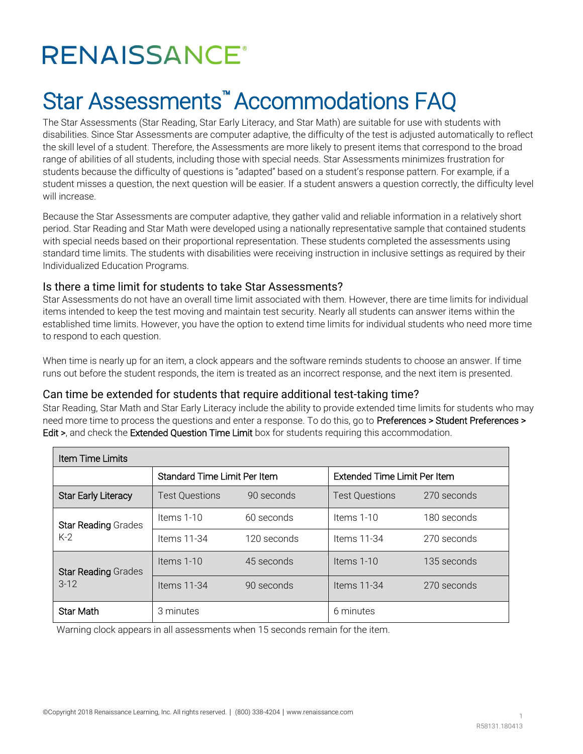# RENAISSANCE®

# Star Assessments™ Accommodations FAQ

The Star Assessments (Star Reading, Star Early Literacy, and Star Math) are suitable for use with students with disabilities. Since Star Assessments are computer adaptive, the difficulty of the test is adjusted automatically to reflect the skill level of a student. Therefore, the Assessments are more likely to present items that correspond to the broad range of abilities of all students, including those with special needs. Star Assessments minimizes frustration for students because the difficulty of questions is "adapted" based on a student's response pattern. For example, if a student misses a question, the next question will be easier. If a student answers a question correctly, the difficulty level will increase.

Because the Star Assessments are computer adaptive, they gather valid and reliable information in a relatively short period. Star Reading and Star Math were developed using a nationally representative sample that contained students with special needs based on their proportional representation. These students completed the assessments using standard time limits. The students with disabilities were receiving instruction in inclusive settings as required by their Individualized Education Programs.

## Is there a time limit for students to take Star Assessments?

Star Assessments do not have an overall time limit associated with them. However, there are time limits for individual items intended to keep the test moving and maintain test security. Nearly all students can answer items within the established time limits. However, you have the option to extend time limits for individual students who need more time to respond to each question.

When time is nearly up for an item, a clock appears and the software reminds students to choose an answer. If time runs out before the student responds, the item is treated as an incorrect response, and the next item is presented.

## Can time be extended for students that require additional test-taking time?

Star Reading, Star Math and Star Early Literacy include the ability to provide extended time limits for students who may need more time to process the questions and enter a response. To do this, go to Preferences > Student Preferences > Edit >, and check the Extended Question Time Limit box for students requiring this accommodation.

| Item Time Limits | | | | |
|---|---|---|---|---|
| | Standard Time Limit Per Item | | Extended Time Limit Per Item | |
| **Star Early Literacy** | Test Questions | 90 seconds | Test Questions | 270 seconds |
| **Star Reading** Grades K-2 | Items 1-10 | 60 seconds | Items 1-10 | 180 seconds |
| | Items 11-34 | 120 seconds | Items 11-34 | 270 seconds |
| **Star Reading** Grades 3-12 | Items 1-10 | 45 seconds | Items 1-10 | 135 seconds |
| | Items 11-34 | 90 seconds | Items 11-34 | 270 seconds |
| **Star Math** | 3 minutes | | 6 minutes | |

Warning clock appears in all assessments when 15 seconds remain for the item.

©Copyright 2018 Renaissance Learning, Inc. All rights reserved. | (800) 338-4204 | www.renaissance.com

R58131.180413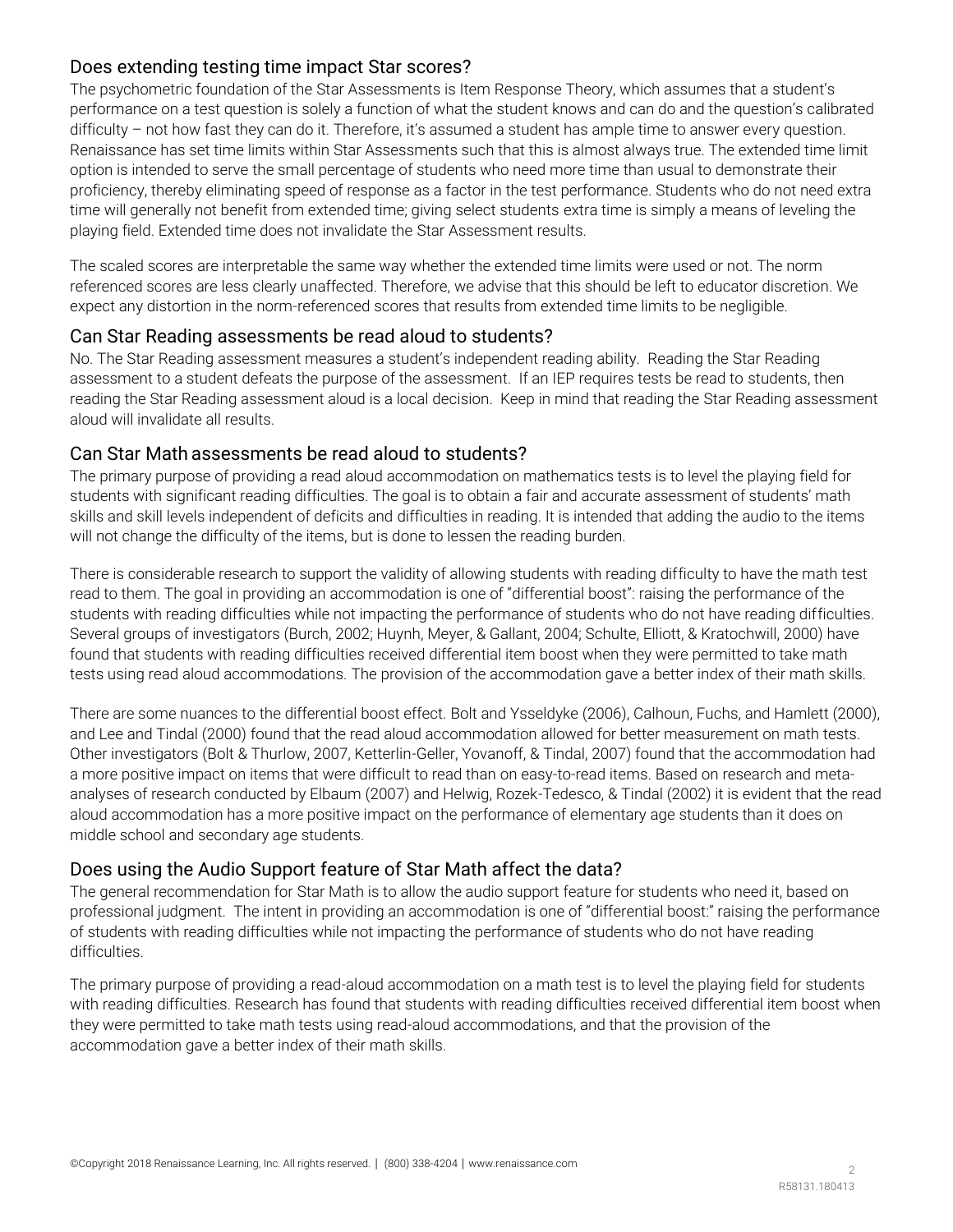## Does extending testing time impact Star scores?

The psychometric foundation of the Star Assessments is Item Response Theory, which assumes that a student's performance on a test question is solely a function of what the student knows and can do and the question's calibrated difficulty – not how fast they can do it. Therefore, it's assumed a student has ample time to answer every question. Renaissance has set time limits within Star Assessments such that this is almost always true. The extended time limit option is intended to serve the small percentage of students who need more time than usual to demonstrate their proficiency, thereby eliminating speed of response as a factor in the test performance. Students who do not need extra time will generally not benefit from extended time; giving select students extra time is simply a means of leveling the playing field. Extended time does not invalidate the Star Assessment results.

The scaled scores are interpretable the same way whether the extended time limits were used or not. The norm referenced scores are less clearly unaffected. Therefore, we advise that this should be left to educator discretion. We expect any distortion in the norm-referenced scores that results from extended time limits to be negligible.

## Can Star Reading assessments be read aloud to students?

No. The Star Reading assessment measures a student's independent reading ability. Reading the Star Reading assessment to a student defeats the purpose of the assessment. If an IEP requires tests be read to students, then reading the Star Reading assessment aloud is a local decision. Keep in mind that reading the Star Reading assessment aloud will invalidate all results.

## Can Star Math assessments be read aloud to students?

The primary purpose of providing a read aloud accommodation on mathematics tests is to level the playing field for students with significant reading difficulties. The goal is to obtain a fair and accurate assessment of students' math skills and skill levels independent of deficits and difficulties in reading. It is intended that adding the audio to the items will not change the difficulty of the items, but is done to lessen the reading burden.

There is considerable research to support the validity of allowing students with reading difficulty to have the math test read to them. The goal in providing an accommodation is one of "differential boost": raising the performance of the students with reading difficulties while not impacting the performance of students who do not have reading difficulties. Several groups of investigators (Burch, 2002; Huynh, Meyer, & Gallant, 2004; Schulte, Elliott, & Kratochwill, 2000) have found that students with reading difficulties received differential item boost when they were permitted to take math tests using read aloud accommodations. The provision of the accommodation gave a better index of their math skills.

There are some nuances to the differential boost effect. Bolt and Ysseldyke (2006), Calhoun, Fuchs, and Hamlett (2000), and Lee and Tindal (2000) found that the read aloud accommodation allowed for better measurement on math tests. Other investigators (Bolt & Thurlow, 2007, Ketterlin-Geller, Yovanoff, & Tindal, 2007) found that the accommodation had a more positive impact on items that were difficult to read than on easy-to-read items. Based on research and meta-analyses of research conducted by Elbaum (2007) and Helwig, Rozek-Tedesco, & Tindal (2002) it is evident that the read aloud accommodation has a more positive impact on the performance of elementary age students than it does on middle school and secondary age students.

## Does using the Audio Support feature of Star Math affect the data?

The general recommendation for Star Math is to allow the audio support feature for students who need it, based on professional judgment. The intent in providing an accommodation is one of "differential boost:" raising the performance of students with reading difficulties while not impacting the performance of students who do not have reading difficulties.

The primary purpose of providing a read-aloud accommodation on a math test is to level the playing field for students with reading difficulties. Research has found that students with reading difficulties received differential item boost when they were permitted to take math tests using read-aloud accommodations, and that the provision of the accommodation gave a better index of their math skills.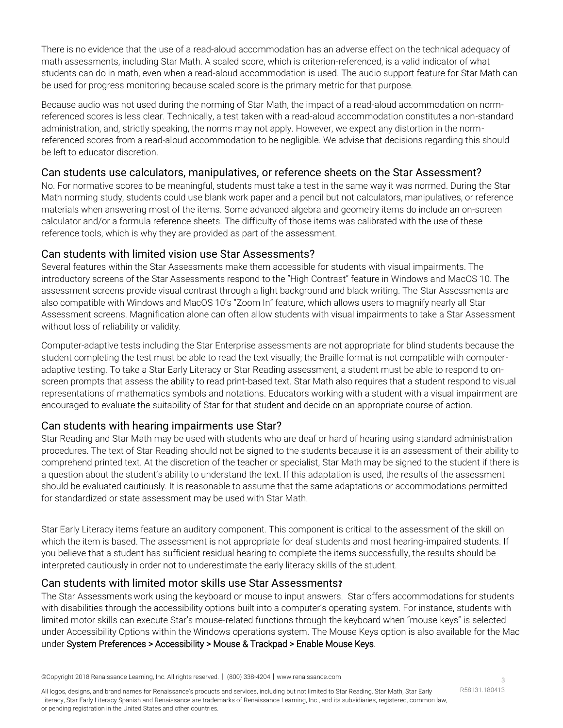There is no evidence that the use of a read-aloud accommodation has an adverse effect on the technical adequacy of math assessments, including Star Math. A scaled score, which is criterion-referenced, is a valid indicator of what students can do in math, even when a read-aloud accommodation is used. The audio support feature for Star Math can be used for progress monitoring because scaled score is the primary metric for that purpose.

Because audio was not used during the norming of Star Math, the impact of a read-aloud accommodation on norm-referenced scores is less clear. Technically, a test taken with a read-aloud accommodation constitutes a non-standard administration, and, strictly speaking, the norms may not apply. However, we expect any distortion in the norm-referenced scores from a read-aloud accommodation to be negligible. We advise that decisions regarding this should be left to educator discretion.

## Can students use calculators, manipulatives, or reference sheets on the Star Assessment?

No. For normative scores to be meaningful, students must take a test in the same way it was normed. During the Star Math norming study, students could use blank work paper and a pencil but not calculators, manipulatives, or reference materials when answering most of the items. Some advanced algebra and geometry items do include an on-screen calculator and/or a formula reference sheets. The difficulty of those items was calibrated with the use of these reference tools, which is why they are provided as part of the assessment.

## Can students with limited vision use Star Assessments?

Several features within the Star Assessments make them accessible for students with visual impairments. The introductory screens of the Star Assessments respond to the "High Contrast" feature in Windows and MacOS 10. The assessment screens provide visual contrast through a light background and black writing. The Star Assessments are also compatible with Windows and MacOS 10's "Zoom In" feature, which allows users to magnify nearly all Star Assessment screens. Magnification alone can often allow students with visual impairments to take a Star Assessment without loss of reliability or validity.

Computer-adaptive tests including the Star Enterprise assessments are not appropriate for blind students because the student completing the test must be able to read the text visually; the Braille format is not compatible with computer-adaptive testing. To take a Star Early Literacy or Star Reading assessment, a student must be able to respond to on-screen prompts that assess the ability to read print-based text. Star Math also requires that a student respond to visual representations of mathematics symbols and notations. Educators working with a student with a visual impairment are encouraged to evaluate the suitability of Star for that student and decide on an appropriate course of action.

## Can students with hearing impairments use Star?

Star Reading and Star Math may be used with students who are deaf or hard of hearing using standard administration procedures. The text of Star Reading should not be signed to the students because it is an assessment of their ability to comprehend printed text. At the discretion of the teacher or specialist, Star Math may be signed to the student if there is a question about the student's ability to understand the text. If this adaptation is used, the results of the assessment should be evaluated cautiously. It is reasonable to assume that the same adaptations or accommodations permitted for standardized or state assessment may be used with Star Math.

Star Early Literacy items feature an auditory component. This component is critical to the assessment of the skill on which the item is based. The assessment is not appropriate for deaf students and most hearing-impaired students. If you believe that a student has sufficient residual hearing to complete the items successfully, the results should be interpreted cautiously in order not to underestimate the early literacy skills of the student.

## Can students with limited motor skills use Star Assessments?

The Star Assessments work using the keyboard or mouse to input answers. Star offers accommodations for students with disabilities through the accessibility options built into a computer's operating system. For instance, students with limited motor skills can execute Star's mouse-related functions through the keyboard when "mouse keys" is selected under Accessibility Options within the Windows operations system. The Mouse Keys option is also available for the Mac under System Preferences > Accessibility > Mouse & Trackpad > Enable Mouse Keys.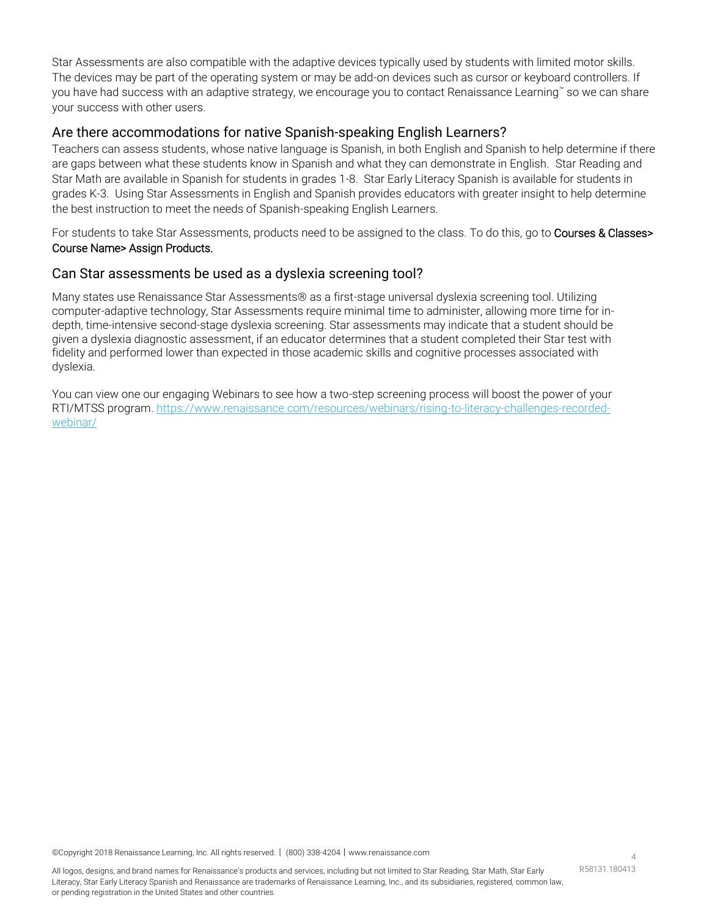Star Assessments are also compatible with the adaptive devices typically used by students with limited motor skills. The devices may be part of the operating system or may be add-on devices such as cursor or keyboard controllers. If you have had success with an adaptive strategy, we encourage you to contact Renaissance Learning™ so we can share your success with other users.

## Are there accommodations for native Spanish-speaking English Learners?

Teachers can assess students, whose native language is Spanish, in both English and Spanish to help determine if there are gaps between what these students know in Spanish and what they can demonstrate in English. Star Reading and Star Math are available in Spanish for students in grades 1-8. Star Early Literacy Spanish is available for students in grades K-3. Using Star Assessments in English and Spanish provides educators with greater insight to help determine the best instruction to meet the needs of Spanish-speaking English Learners.

For students to take Star Assessments, products need to be assigned to the class. To do this, go to **Courses & Classes> Course Name> Assign Products.**

## Can Star assessments be used as a dyslexia screening tool?

Many states use Renaissance Star Assessments® as a first-stage universal dyslexia screening tool. Utilizing computer-adaptive technology, Star Assessments require minimal time to administer, allowing more time for in-depth, time-intensive second-stage dyslexia screening. Star assessments may indicate that a student should be given a dyslexia diagnostic assessment, if an educator determines that a student completed their Star test with fidelity and performed lower than expected in those academic skills and cognitive processes associated with dyslexia.

You can view one our engaging Webinars to see how a two-step screening process will boost the power of your RTI/MTSS program. https://www.renaissance.com/resources/webinars/rising-to-literacy-challenges-recorded-webinar/

©Copyright 2018 Renaissance Learning, Inc. All rights reserved. | (800) 338-4204 | www.renaissance.com

All logos, designs, and brand names for Renaissance's products and services, including but not limited to Star Reading, Star Math, Star Early Literacy, Star Early Literacy Spanish and Renaissance are trademarks of Renaissance Learning, Inc., and its subsidiaries, registered, common law, or pending registration in the United States and other countries.

R58131.180413